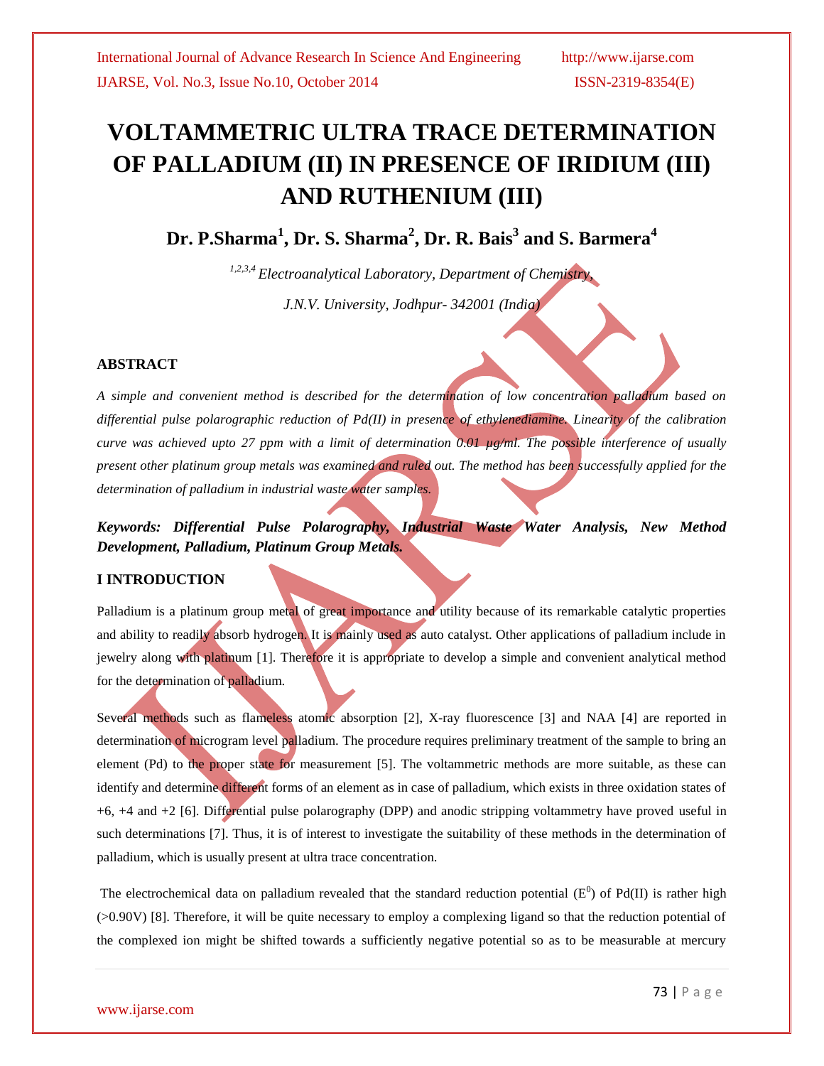# VOLTAMMETRIC ULTRA TRACE DETERMINATION OF PALLADIUM (II) IN PRESENCE OF IRIDIUM (III) AND RUTHENIUM (III)

**Dr. P.Sharma[1], Dr. S. Sharma[2], Dr. R. Bais[3] and S. Barmera[4]**

*[1,2,3,4] Electroanalytical Laboratory, Department of Chemistry,*

*J.N.V. University, Jodhpur- 342001 (India)*

## ABSTRACT

*A simple and convenient method is described for the determination of low concentration palladium based on differential pulse polarographic reduction of Pd(II) in presence of ethylenediamine. Linearity of the calibration curve was achieved upto 27 ppm with a limit of determination 0.01 µg/ml. The possible interference of usually present other platinum group metals was examined and ruled out. The method has been successfully applied for the determination of palladium in industrial waste water samples.*

***Keywords: Differential Pulse Polarography, Industrial Waste Water Analysis, New Method Development, Palladium, Platinum Group Metals.***

## I INTRODUCTION

Palladium is a platinum group metal of great importance and utility because of its remarkable catalytic properties and ability to readily absorb hydrogen. It is mainly used as auto catalyst. Other applications of palladium include in jewelry along with platinum [1]. Therefore it is appropriate to develop a simple and convenient analytical method for the determination of palladium.

Several methods such as flameless atomic absorption [2], X-ray fluorescence [3] and NAA [4] are reported in determination of microgram level palladium. The procedure requires preliminary treatment of the sample to bring an element (Pd) to the proper state for measurement [5]. The voltammetric methods are more suitable, as these can identify and determine different forms of an element as in case of palladium, which exists in three oxidation states of +6, +4 and +2 [6]. Differential pulse polarography (DPP) and anodic stripping voltammetry have proved useful in such determinations [7]. Thus, it is of interest to investigate the suitability of these methods in the determination of palladium, which is usually present at ultra trace concentration.

The electrochemical data on palladium revealed that the standard reduction potential ($E^0$) of Pd(II) is rather high (>0.90V) [8]. Therefore, it will be quite necessary to employ a complexing ligand so that the reduction potential of the complexed ion might be shifted towards a sufficiently negative potential so as to be measurable at mercury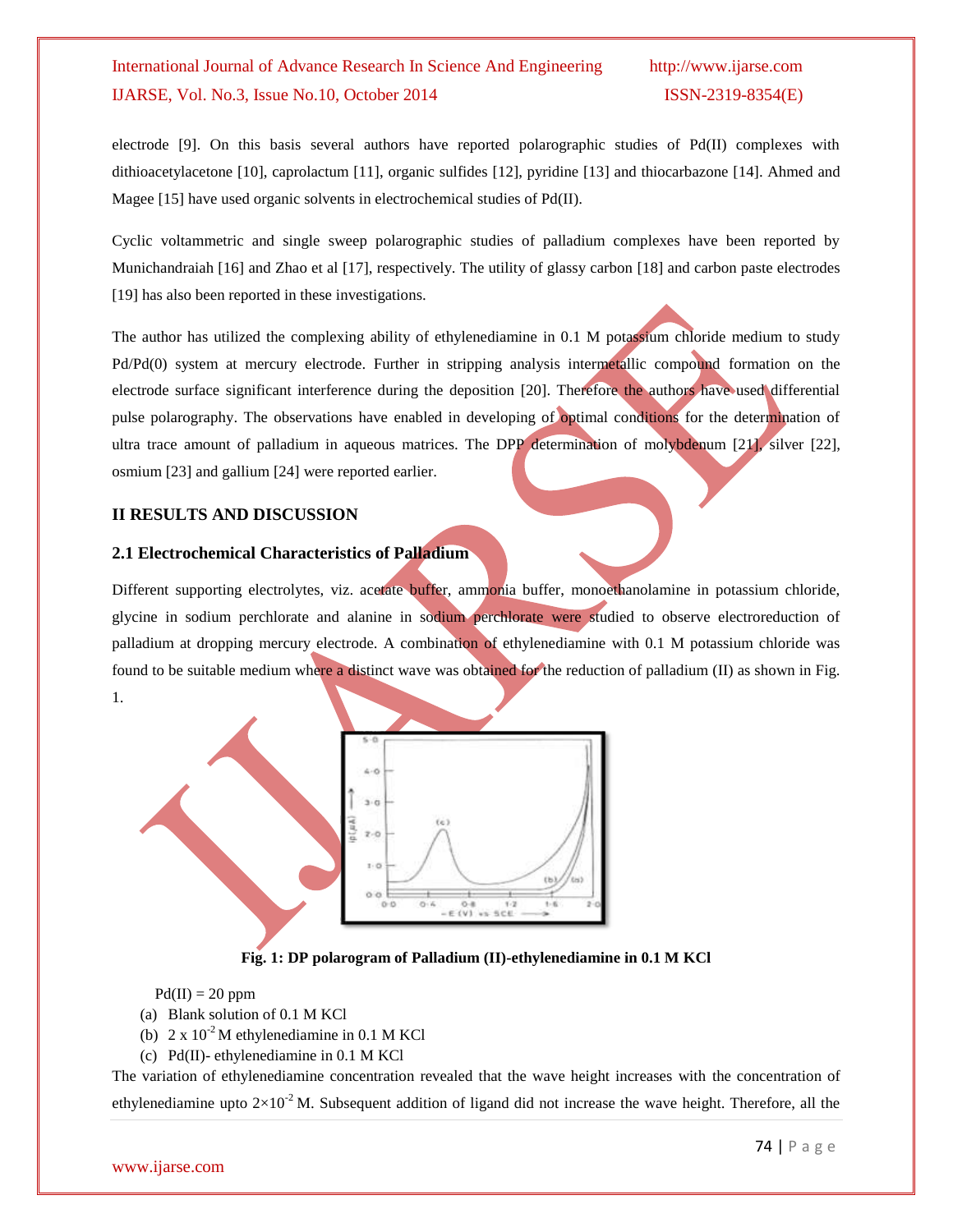electrode [9]. On this basis several authors have reported polarographic studies of Pd(II) complexes with dithioacetylacetone [10], caprolactum [11], organic sulfides [12], pyridine [13] and thiocarbazone [14]. Ahmed and Magee [15] have used organic solvents in electrochemical studies of Pd(II).

Cyclic voltammetric and single sweep polarographic studies of palladium complexes have been reported by Munichandraiah [16] and Zhao et al [17], respectively. The utility of glassy carbon [18] and carbon paste electrodes [19] has also been reported in these investigations.

The author has utilized the complexing ability of ethylenediamine in 0.1 M potassium chloride medium to study Pd/Pd(0) system at mercury electrode. Further in stripping analysis intermetallic compound formation on the electrode surface significant interference during the deposition [20]. Therefore the authors have used differential pulse polarography. The observations have enabled in developing of optimal conditions for the determination of ultra trace amount of palladium in aqueous matrices. The DPP determination of molybdenum [21], silver [22], osmium [23] and gallium [24] were reported earlier.

## II RESULTS AND DISCUSSION

### 2.1 Electrochemical Characteristics of Palladium

Different supporting electrolytes, viz. acetate buffer, ammonia buffer, monoethanolamine in potassium chloride, glycine in sodium perchlorate and alanine in sodium perchlorate were studied to observe electroreduction of palladium at dropping mercury electrode. A combination of ethylenediamine with 0.1 M potassium chloride was found to be suitable medium where a distinct wave was obtained for the reduction of palladium (II) as shown in Fig. 1.

**Fig. 1: DP polarogram of Palladium (II)-ethylenediamine in 0.1 M KCl**

Pd(II) = 20 ppm

(a) Blank solution of 0.1 M KCl
(b) $2 \times 10^{-2}$ M ethylenediamine in 0.1 M KCl
(c) Pd(II)- ethylenediamine in 0.1 M KCl

The variation of ethylenediamine concentration revealed that the wave height increases with the concentration of ethylenediamine upto $2\times10^{-2}$ M. Subsequent addition of ligand did not increase the wave height. Therefore, all the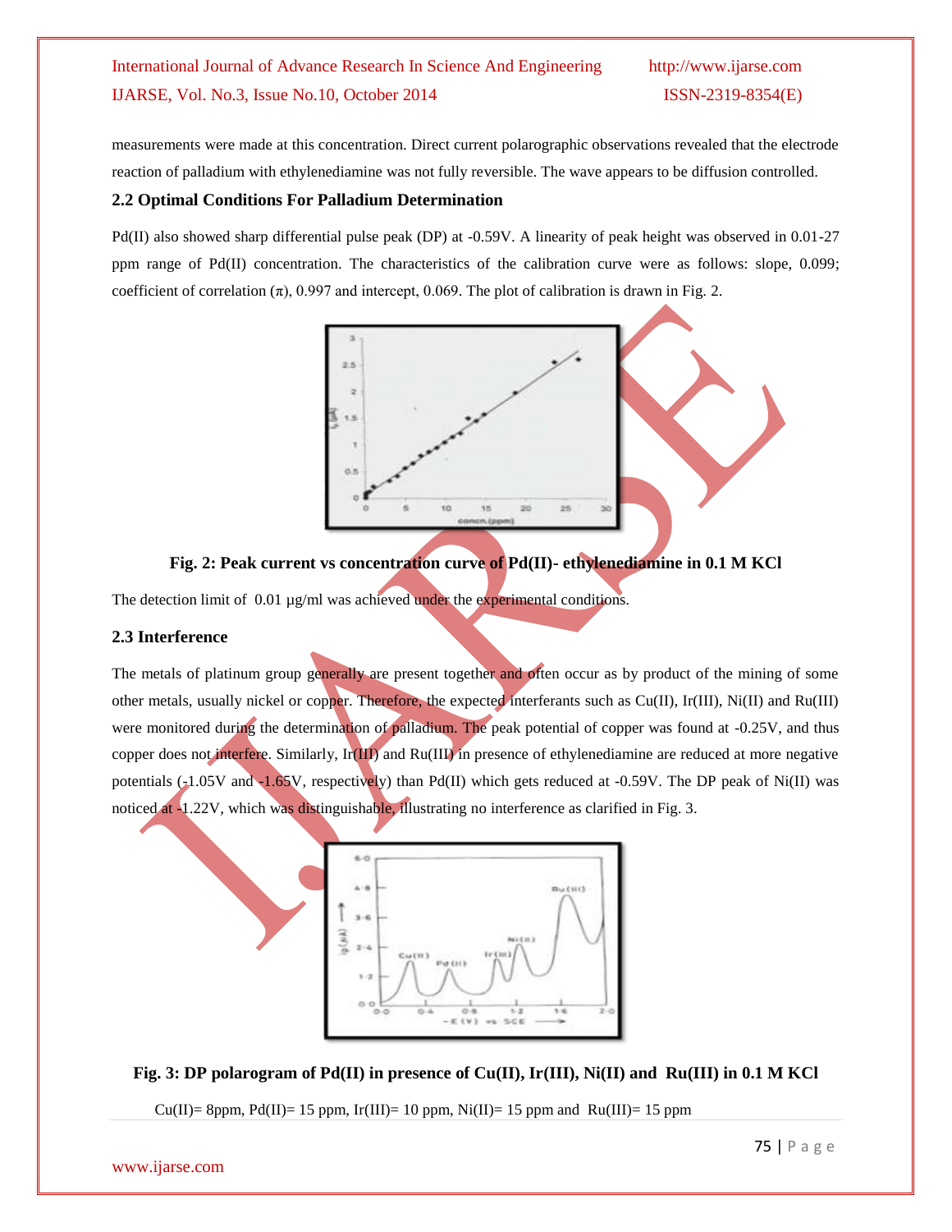measurements were made at this concentration. Direct current polarographic observations revealed that the electrode reaction of palladium with ethylenediamine was not fully reversible. The wave appears to be diffusion controlled.

### 2.2 Optimal Conditions For Palladium Determination

Pd(II) also showed sharp differential pulse peak (DP) at -0.59V. A linearity of peak height was observed in 0.01-27 ppm range of Pd(II) concentration. The characteristics of the calibration curve were as follows: slope, 0.099; coefficient of correlation ($\pi$), 0.997 and intercept, 0.069. The plot of calibration is drawn in Fig. 2.

**Fig. 2: Peak current vs concentration curve of Pd(II)- ethylenediamine in 0.1 M KCl**

The detection limit of 0.01 µg/ml was achieved under the experimental conditions.

### 2.3 Interference

The metals of platinum group generally are present together and often occur as by product of the mining of some other metals, usually nickel or copper. Therefore, the expected interferants such as Cu(II), Ir(III), Ni(II) and Ru(III) were monitored during the determination of palladium. The peak potential of copper was found at -0.25V, and thus copper does not interfere. Similarly, Ir(III) and Ru(III) in presence of ethylenediamine are reduced at more negative potentials (-1.05V and -1.65V, respectively) than Pd(II) which gets reduced at -0.59V. The DP peak of Ni(II) was noticed at -1.22V, which was distinguishable, illustrating no interference as clarified in Fig. 3.

**Fig. 3: DP polarogram of Pd(II) in presence of Cu(II), Ir(III), Ni(II) and Ru(III) in 0.1 M KCl**

Cu(II)= 8ppm, Pd(II)= 15 ppm, Ir(III)= 10 ppm, Ni(II)= 15 ppm and Ru(III)= 15 ppm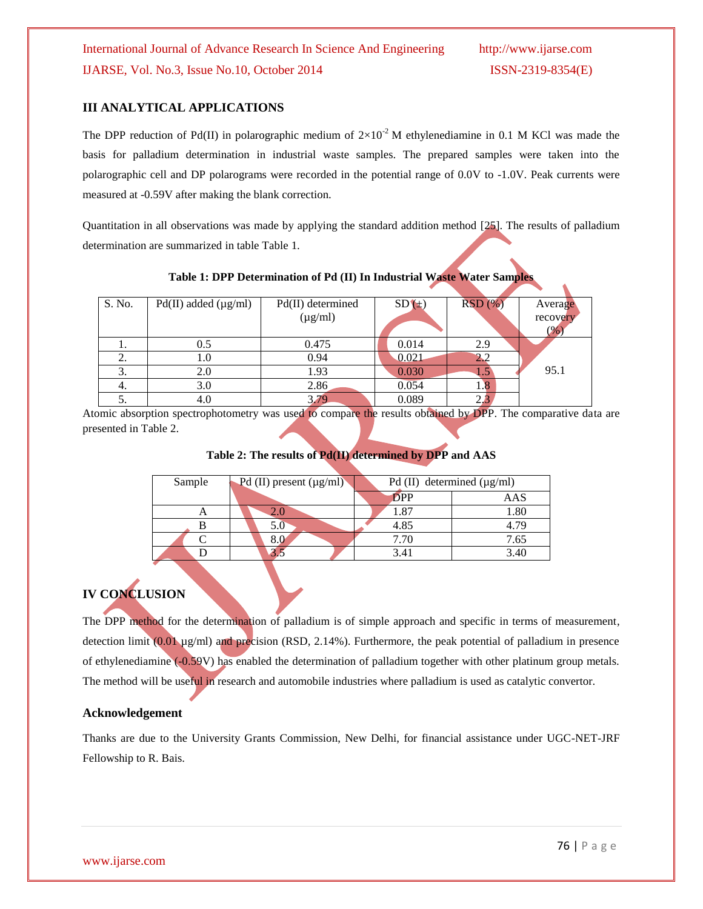## III ANALYTICAL APPLICATIONS

The DPP reduction of Pd(II) in polarographic medium of $2\times10^{-2}$ M ethylenediamine in 0.1 M KCl was made the basis for palladium determination in industrial waste samples. The prepared samples were taken into the polarographic cell and DP polarograms were recorded in the potential range of 0.0V to -1.0V. Peak currents were measured at -0.59V after making the blank correction.

Quantitation in all observations was made by applying the standard addition method [25]. The results of palladium determination are summarized in table Table 1.

**Table 1: DPP Determination of Pd (II) In Industrial Waste Water Samples**

| S. No. | Pd(II) added (µg/ml) | Pd(II) determined (µg/ml) | SD (±) | RSD (%) | Average recovery (%) |
|---|---|---|---|---|---|
| 1. | 0.5 | 0.475 | 0.014 | 2.9 | 95.1 |
| 2. | 1.0 | 0.94 | 0.021 | 2.2 | |
| 3. | 2.0 | 1.93 | 0.030 | 1.5 | |
| 4. | 3.0 | 2.86 | 0.054 | 1.8 | |
| 5. | 4.0 | 3.79 | 0.089 | 2.3 | |

Atomic absorption spectrophotometry was used to compare the results obtained by DPP. The comparative data are presented in Table 2.

**Table 2: The results of Pd(II) determined by DPP and AAS**

| Sample | Pd (II) present (µg/ml) | Pd (II) determined (µg/ml) | |
|---|---|---|---|
| | | DPP | AAS |
| A | 2.0 | 1.87 | 1.80 |
| B | 5.0 | 4.85 | 4.79 |
| C | 8.0 | 7.70 | 7.65 |
| D | 3.5 | 3.41 | 3.40 |

## IV CONCLUSION

The DPP method for the determination of palladium is of simple approach and specific in terms of measurement, detection limit (0.01 µg/ml) and precision (RSD, 2.14%). Furthermore, the peak potential of palladium in presence of ethylenediamine (-0.59V) has enabled the determination of palladium together with other platinum group metals. The method will be useful in research and automobile industries where palladium is used as catalytic convertor.

### Acknowledgement

Thanks are due to the University Grants Commission, New Delhi, for financial assistance under UGC-NET-JRF Fellowship to R. Bais.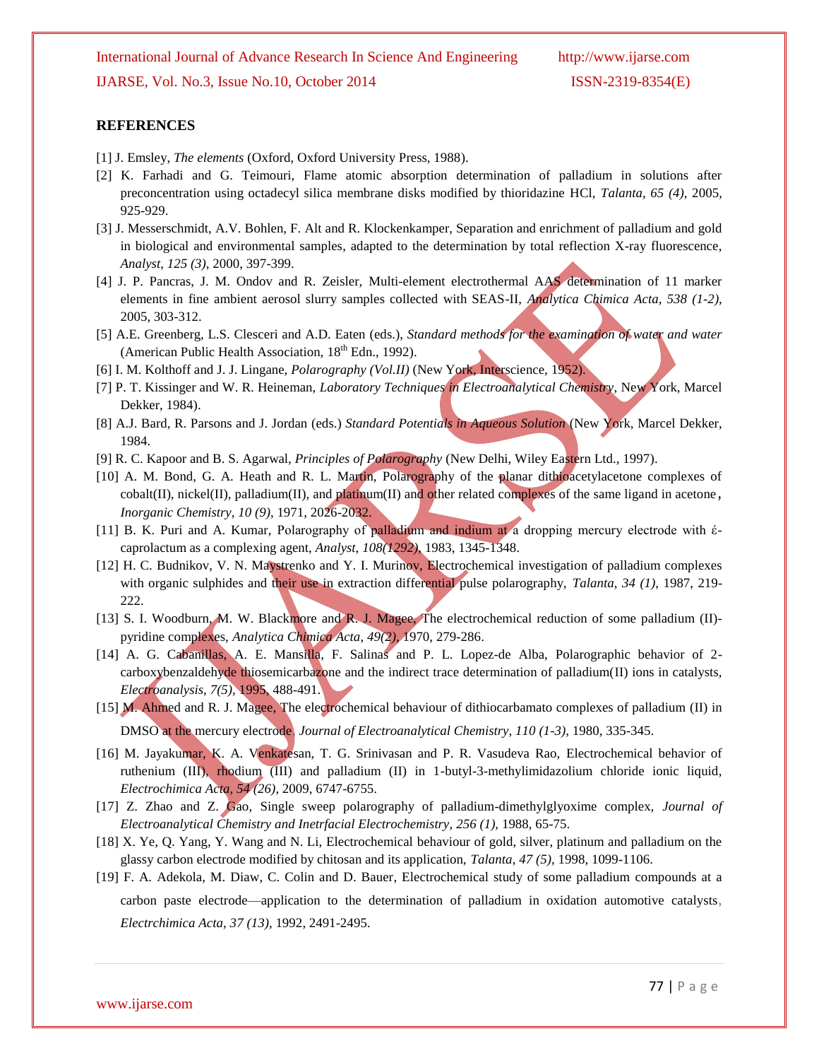## REFERENCES

[1] J. Emsley, *The elements* (Oxford, Oxford University Press, 1988).

[2] K. Farhadi and G. Teimouri, Flame atomic absorption determination of palladium in solutions after preconcentration using octadecyl silica membrane disks modified by thioridazine HCl, *Talanta*, *65 (4)*, 2005, 925-929.

[3] J. Messerschmidt, A.V. Bohlen, F. Alt and R. Klockenkamper, Separation and enrichment of palladium and gold in biological and environmental samples, adapted to the determination by total reflection X-ray fluorescence, *Analyst*, *125 (3)*, 2000, 397-399.

[4] J. P. Pancras, J. M. Ondov and R. Zeisler, Multi-element electrothermal AAS determination of 11 marker elements in fine ambient aerosol slurry samples collected with SEAS-II, *Analytica Chimica Acta*, *538 (1-2)*, 2005, 303-312.

[5] A.E. Greenberg, L.S. Clesceri and A.D. Eaten (eds.), *Standard methods for the examination of water and water* (American Public Health Association, 18th Edn., 1992).

[6] I. M. Kolthoff and J. J. Lingane, *Polarography (Vol.II)* (New York, Interscience, 1952).

[7] P. T. Kissinger and W. R. Heineman, *Laboratory Techniques in Electroanalytical Chemistry*, New York, Marcel Dekker, 1984).

[8] A.J. Bard, R. Parsons and J. Jordan (eds.) *Standard Potentials in Aqueous Solution* (New York, Marcel Dekker, 1984.

[9] R. C. Kapoor and B. S. Agarwal, *Principles of Polarography* (New Delhi, Wiley Eastern Ltd., 1997).

[10] A. M. Bond, G. A. Heath and R. L. Martin, Polarography of the planar dithioacetylacetone complexes of cobalt(II), nickel(II), palladium(II), and platinum(II) and other related complexes of the same ligand in acetone, *Inorganic Chemistry*, *10 (9)*, 1971, 2026-2032.

[11] B. K. Puri and A. Kumar, Polarography of palladium and indium at a dropping mercury electrode with έ-caprolactum as a complexing agent, *Analyst*, *108(1292)*, 1983, 1345-1348.

[12] H. C. Budnikov, V. N. Maystrenko and Y. I. Murinov, Electrochemical investigation of palladium complexes with organic sulphides and their use in extraction differential pulse polarography, *Talanta*, *34 (1)*, 1987, 219-222.

[13] S. I. Woodburn, M. W. Blackmore and R. J. Magee, The electrochemical reduction of some palladium (II)-pyridine complexes, *Analytica Chimica Acta*, *49(2)*, 1970, 279-286.

[14] A. G. Cabanillas, A. E. Mansilla, F. Salinas and P. L. Lopez-de Alba, Polarographic behavior of 2-carboxybenzaldehyde thiosemicarbazone and the indirect trace determination of palladium(II) ions in catalysts, *Electroanalysis*, *7(5)*, 1995, 488-491.

[15] M. Ahmed and R. J. Magee, The electrochemical behaviour of dithiocarbamato complexes of palladium (II) in DMSO at the mercury electrode, *Journal of Electroanalytical Chemistry*, *110 (1-3)*, 1980, 335-345.

[16] M. Jayakumar, K. A. Venkatesan, T. G. Srinivasan and P. R. Vasudeva Rao, Electrochemical behavior of ruthenium (III), rhodium (III) and palladium (II) in 1-butyl-3-methylimidazolium chloride ionic liquid, *Electrochimica Acta*, *54 (26)*, 2009, 6747-6755.

[17] Z. Zhao and Z. Gao, Single sweep polarography of palladium-dimethylglyoxime complex, *Journal of Electroanalytical Chemistry and Inetrfacial Electrochemistry*, *256 (1)*, 1988, 65-75.

[18] X. Ye, Q. Yang, Y. Wang and N. Li, Electrochemical behaviour of gold, silver, platinum and palladium on the glassy carbon electrode modified by chitosan and its application, *Talanta*, *47 (5)*, 1998, 1099-1106.

[19] F. A. Adekola, M. Diaw, C. Colin and D. Bauer, Electrochemical study of some palladium compounds at a carbon paste electrode—application to the determination of palladium in oxidation automotive catalysts, *Electrchimica Acta*, *37 (13)*, 1992, 2491-2495.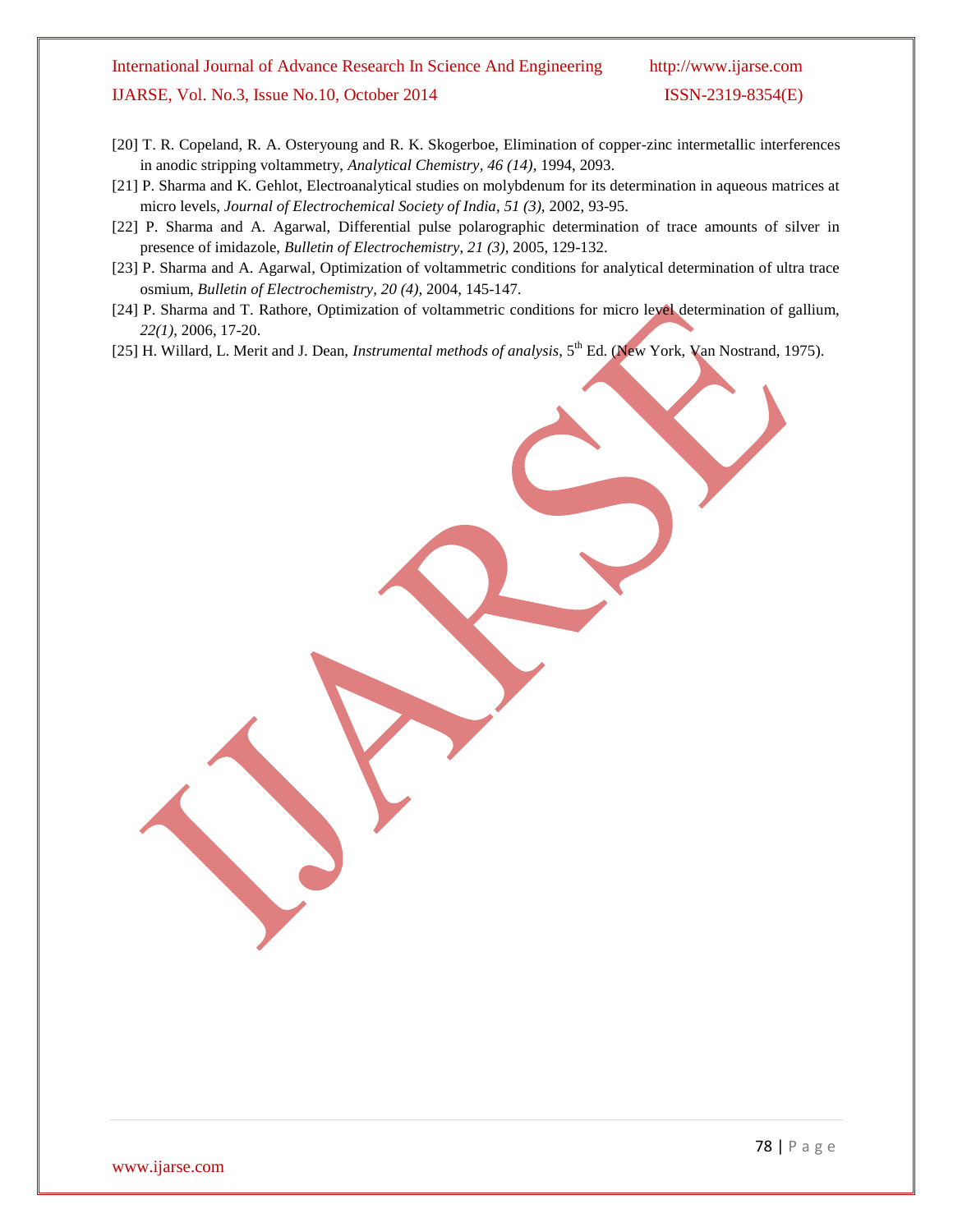[20] T. R. Copeland, R. A. Osteryoung and R. K. Skogerboe, Elimination of copper-zinc intermetallic interferences in anodic stripping voltammetry, *Analytical Chemistry, 46 (14)*, 1994, 2093.

[21] P. Sharma and K. Gehlot, Electroanalytical studies on molybdenum for its determination in aqueous matrices at micro levels, *Journal of Electrochemical Society of India*, *51 (3)*, 2002, 93-95.

[22] P. Sharma and A. Agarwal, Differential pulse polarographic determination of trace amounts of silver in presence of imidazole, *Bulletin of Electrochemistry*, *21 (3)*, 2005, 129-132.

[23] P. Sharma and A. Agarwal, Optimization of voltammetric conditions for analytical determination of ultra trace osmium, *Bulletin of Electrochemistry, 20 (4)*, 2004, 145-147.

[24] P. Sharma and T. Rathore, Optimization of voltammetric conditions for micro level determination of gallium, *22(1)*, 2006, 17-20.

[25] H. Willard, L. Merit and J. Dean, *Instrumental methods of analysis*, 5th Ed. (New York, Van Nostrand, 1975).